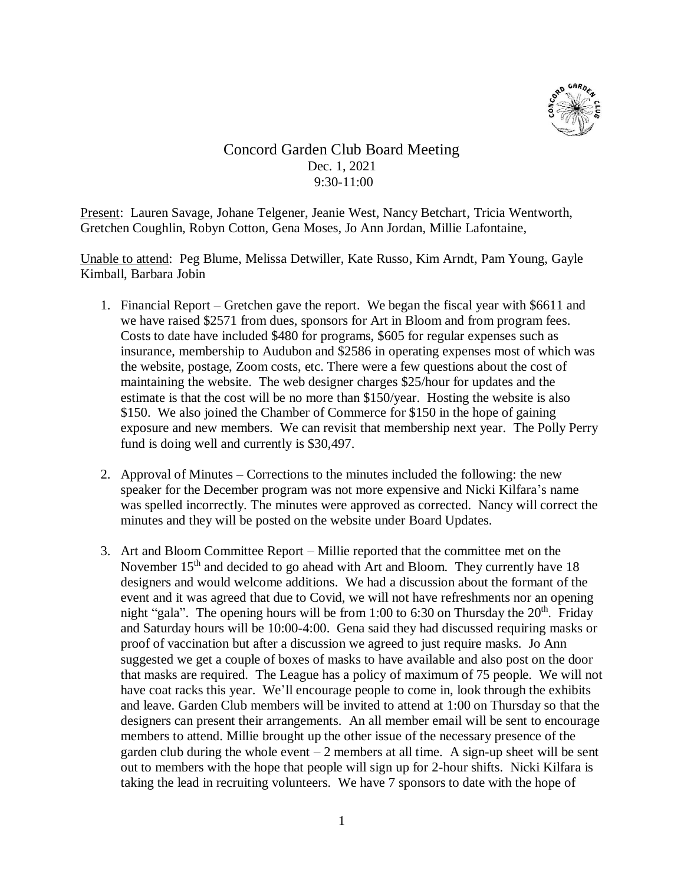# Concord Garden Club Board Meeting

Dec. 1, 2021
9:30-11:00

Present: Lauren Savage, Johane Telgener, Jeanie West, Nancy Betchart, Tricia Wentworth, Gretchen Coughlin, Robyn Cotton, Gena Moses, Jo Ann Jordan, Millie Lafontaine,

Unable to attend: Peg Blume, Melissa Detwiller, Kate Russo, Kim Arndt, Pam Young, Gayle Kimball, Barbara Jobin

1. Financial Report – Gretchen gave the report. We began the fiscal year with $6611 and we have raised $2571 from dues, sponsors for Art in Bloom and from program fees. Costs to date have included $480 for programs, $605 for regular expenses such as insurance, membership to Audubon and $2586 in operating expenses most of which was the website, postage, Zoom costs, etc. There were a few questions about the cost of maintaining the website. The web designer charges $25/hour for updates and the estimate is that the cost will be no more than $150/year. Hosting the website is also $150. We also joined the Chamber of Commerce for $150 in the hope of gaining exposure and new members. We can revisit that membership next year. The Polly Perry fund is doing well and currently is $30,497.

2. Approval of Minutes – Corrections to the minutes included the following: the new speaker for the December program was not more expensive and Nicki Kilfara's name was spelled incorrectly. The minutes were approved as corrected. Nancy will correct the minutes and they will be posted on the website under Board Updates.

3. Art and Bloom Committee Report – Millie reported that the committee met on the November 15th and decided to go ahead with Art and Bloom. They currently have 18 designers and would welcome additions. We had a discussion about the formant of the event and it was agreed that due to Covid, we will not have refreshments nor an opening night "gala". The opening hours will be from 1:00 to 6:30 on Thursday the 20th. Friday and Saturday hours will be 10:00-4:00. Gena said they had discussed requiring masks or proof of vaccination but after a discussion we agreed to just require masks. Jo Ann suggested we get a couple of boxes of masks to have available and also post on the door that masks are required. The League has a policy of maximum of 75 people. We will not have coat racks this year. We'll encourage people to come in, look through the exhibits and leave. Garden Club members will be invited to attend at 1:00 on Thursday so that the designers can present their arrangements. An all member email will be sent to encourage members to attend. Millie brought up the other issue of the necessary presence of the garden club during the whole event – 2 members at all time. A sign-up sheet will be sent out to members with the hope that people will sign up for 2-hour shifts. Nicki Kilfara is taking the lead in recruiting volunteers. We have 7 sponsors to date with the hope of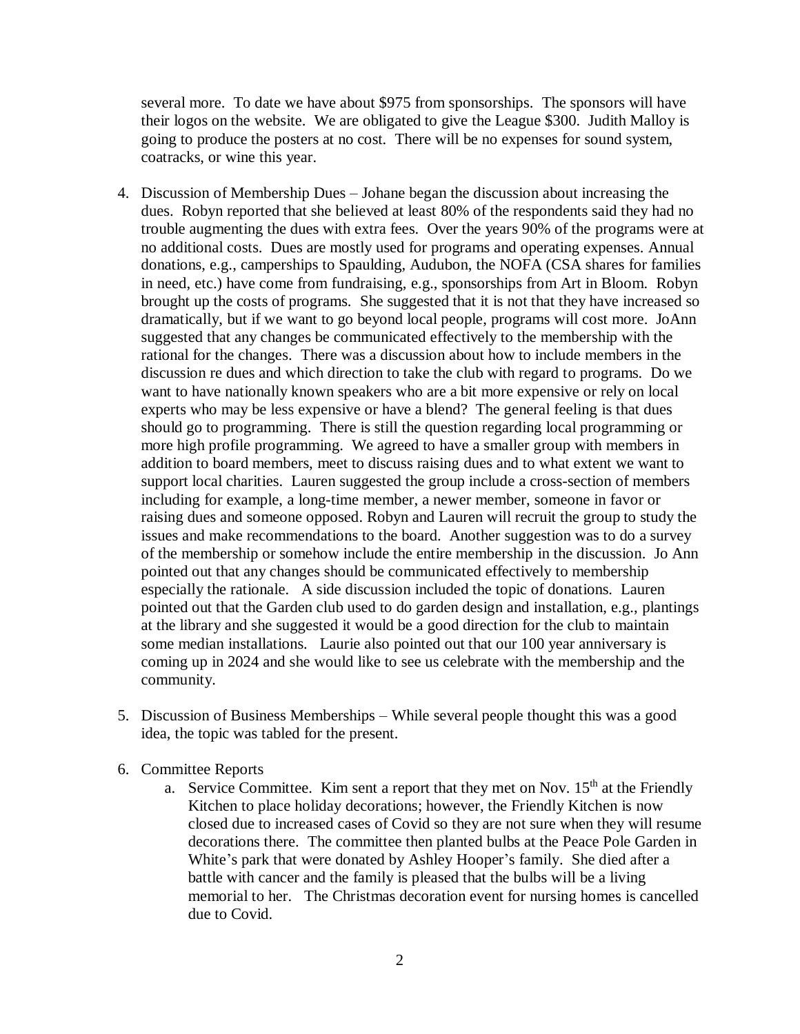several more. To date we have about $975 from sponsorships. The sponsors will have their logos on the website. We are obligated to give the League $300. Judith Malloy is going to produce the posters at no cost. There will be no expenses for sound system, coatracks, or wine this year.

4. Discussion of Membership Dues – Johane began the discussion about increasing the dues. Robyn reported that she believed at least 80% of the respondents said they had no trouble augmenting the dues with extra fees. Over the years 90% of the programs were at no additional costs. Dues are mostly used for programs and operating expenses. Annual donations, e.g., camperships to Spaulding, Audubon, the NOFA (CSA shares for families in need, etc.) have come from fundraising, e.g., sponsorships from Art in Bloom. Robyn brought up the costs of programs. She suggested that it is not that they have increased so dramatically, but if we want to go beyond local people, programs will cost more. JoAnn suggested that any changes be communicated effectively to the membership with the rational for the changes. There was a discussion about how to include members in the discussion re dues and which direction to take the club with regard to programs. Do we want to have nationally known speakers who are a bit more expensive or rely on local experts who may be less expensive or have a blend? The general feeling is that dues should go to programming. There is still the question regarding local programming or more high profile programming. We agreed to have a smaller group with members in addition to board members, meet to discuss raising dues and to what extent we want to support local charities. Lauren suggested the group include a cross-section of members including for example, a long-time member, a newer member, someone in favor or raising dues and someone opposed. Robyn and Lauren will recruit the group to study the issues and make recommendations to the board. Another suggestion was to do a survey of the membership or somehow include the entire membership in the discussion. Jo Ann pointed out that any changes should be communicated effectively to membership especially the rationale. A side discussion included the topic of donations. Lauren pointed out that the Garden club used to do garden design and installation, e.g., plantings at the library and she suggested it would be a good direction for the club to maintain some median installations. Laurie also pointed out that our 100 year anniversary is coming up in 2024 and she would like to see us celebrate with the membership and the community.

5. Discussion of Business Memberships – While several people thought this was a good idea, the topic was tabled for the present.

6. Committee Reports
   a. Service Committee. Kim sent a report that they met on Nov. 15th at the Friendly Kitchen to place holiday decorations; however, the Friendly Kitchen is now closed due to increased cases of Covid so they are not sure when they will resume decorations there. The committee then planted bulbs at the Peace Pole Garden in White's park that were donated by Ashley Hooper's family. She died after a battle with cancer and the family is pleased that the bulbs will be a living memorial to her. The Christmas decoration event for nursing homes is cancelled due to Covid.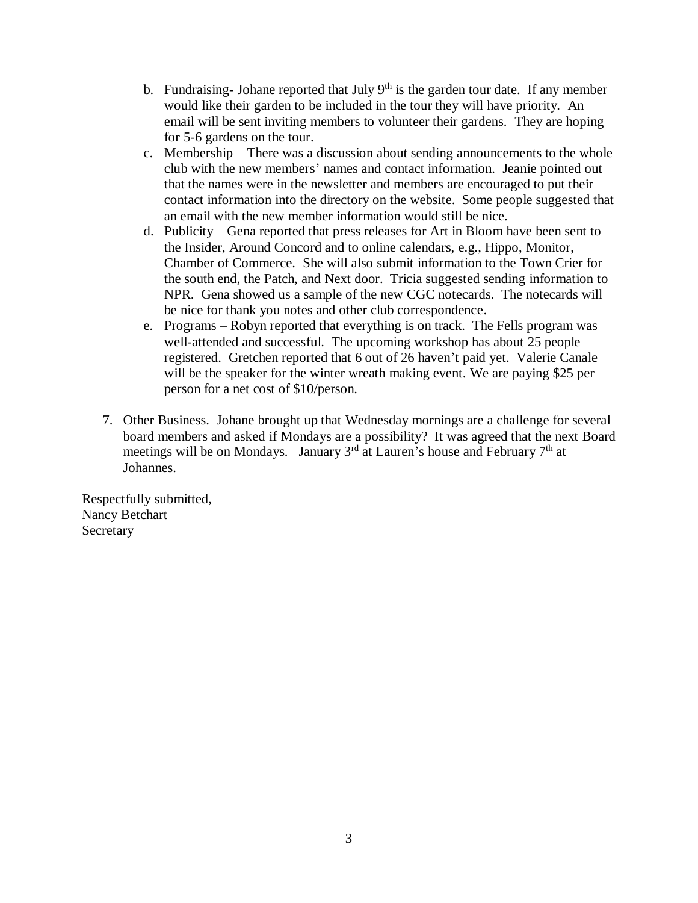b. Fundraising- Johane reported that July 9th is the garden tour date. If any member would like their garden to be included in the tour they will have priority. An email will be sent inviting members to volunteer their gardens. They are hoping for 5-6 gardens on the tour.
c. Membership – There was a discussion about sending announcements to the whole club with the new members' names and contact information. Jeanie pointed out that the names were in the newsletter and members are encouraged to put their contact information into the directory on the website. Some people suggested that an email with the new member information would still be nice.
d. Publicity – Gena reported that press releases for Art in Bloom have been sent to the Insider, Around Concord and to online calendars, e.g., Hippo, Monitor, Chamber of Commerce. She will also submit information to the Town Crier for the south end, the Patch, and Next door. Tricia suggested sending information to NPR. Gena showed us a sample of the new CGC notecards. The notecards will be nice for thank you notes and other club correspondence.
e. Programs – Robyn reported that everything is on track. The Fells program was well-attended and successful. The upcoming workshop has about 25 people registered. Gretchen reported that 6 out of 26 haven't paid yet. Valerie Canale will be the speaker for the winter wreath making event. We are paying $25 per person for a net cost of $10/person.

7. Other Business. Johane brought up that Wednesday mornings are a challenge for several board members and asked if Mondays are a possibility? It was agreed that the next Board meetings will be on Mondays. January 3rd at Lauren's house and February 7th at Johannes.

Respectfully submitted,
Nancy Betchart
Secretary